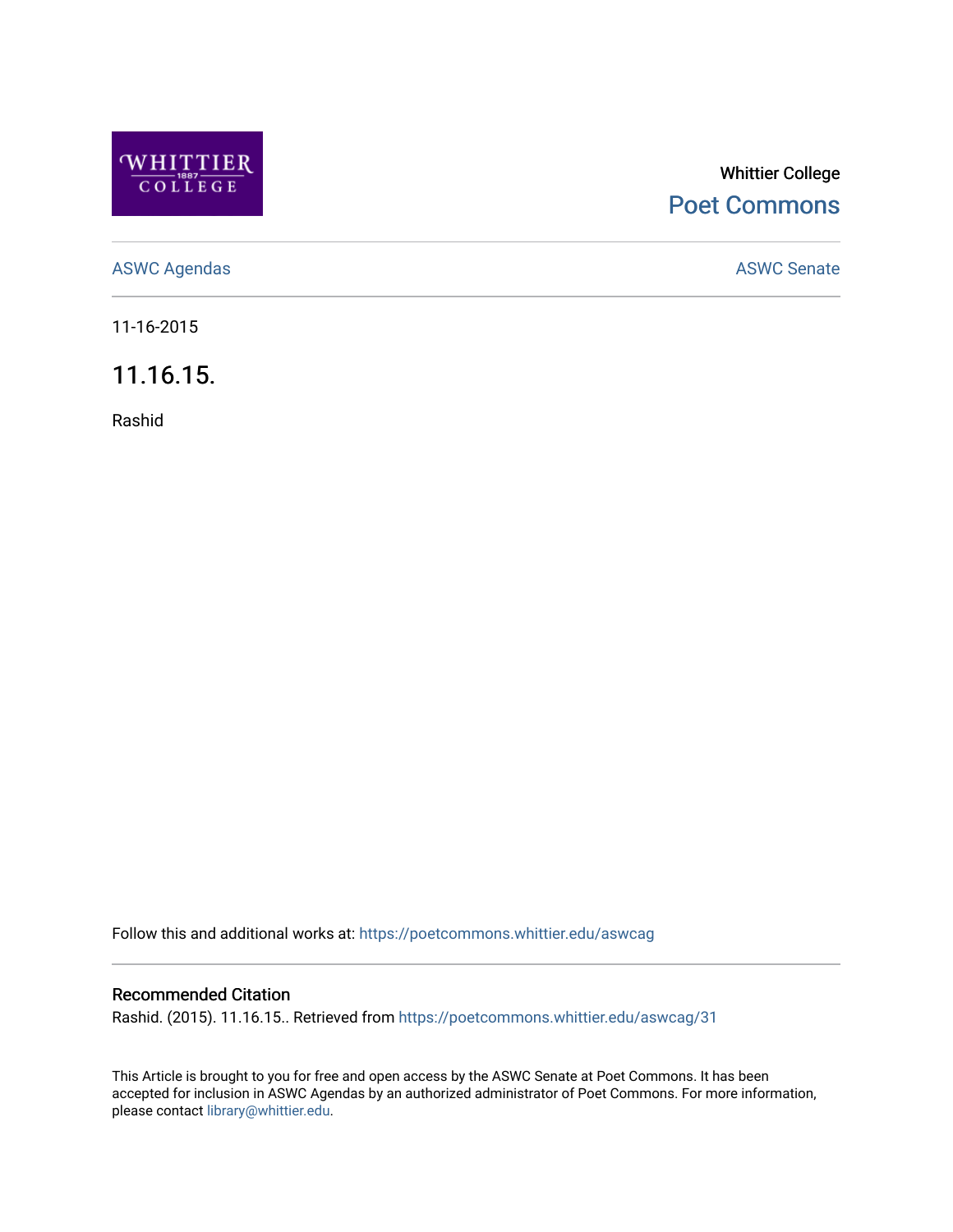Whittier College

Poet Commons

ASWC Agendas

ASWC Senate

11-16-2015

# 11.16.15.

Rashid

Follow this and additional works at: https://poetcommons.whittier.edu/aswcag

## Recommended Citation

Rashid. (2015). 11.16.15.. Retrieved from https://poetcommons.whittier.edu/aswcag/31

This Article is brought to you for free and open access by the ASWC Senate at Poet Commons. It has been accepted for inclusion in ASWC Agendas by an authorized administrator of Poet Commons. For more information, please contact library@whittier.edu.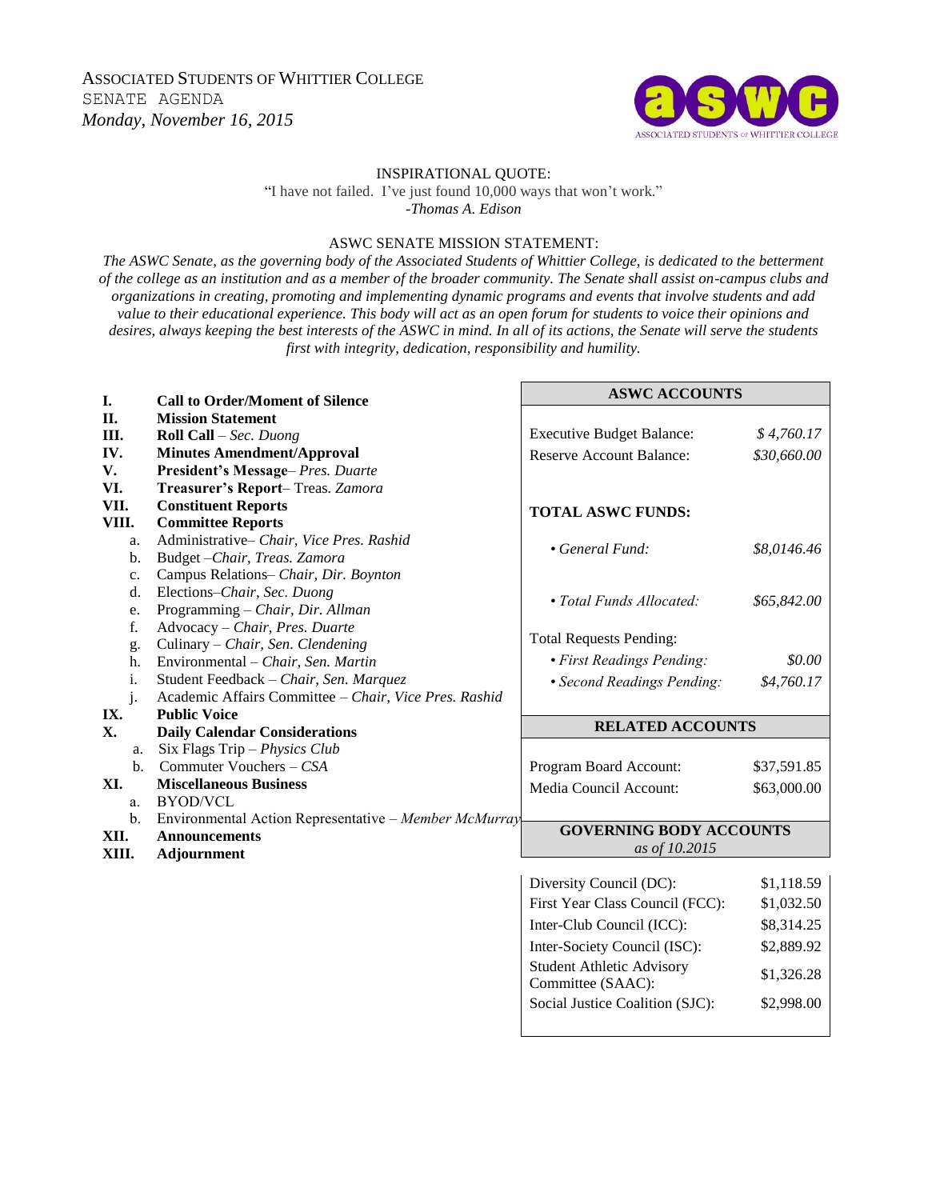ASSOCIATED STUDENTS OF WHITTIER COLLEGE
SENATE AGENDA
*Monday, November 16, 2015*

ASSOCIATED STUDENTS OF WHITTIER COLLEGE

INSPIRATIONAL QUOTE:
"I have not failed. I've just found 10,000 ways that won't work."
*-Thomas A. Edison*

ASWC SENATE MISSION STATEMENT:
*The ASWC Senate, as the governing body of the Associated Students of Whittier College, is dedicated to the betterment of the college as an institution and as a member of the broader community. The Senate shall assist on-campus clubs and organizations in creating, promoting and implementing dynamic programs and events that involve students and add value to their educational experience. This body will act as an open forum for students to voice their opinions and desires, always keeping the best interests of the ASWC in mind. In all of its actions, the Senate will serve the students first with integrity, dedication, responsibility and humility.*

- **I. Call to Order/Moment of Silence**
- **II. Mission Statement**
- **III. Roll Call** – *Sec. Duong*
- **IV. Minutes Amendment/Approval**
- **V. President's Message**– *Pres. Duarte*
- **VI. Treasurer's Report**– Treas. *Zamora*
- **VII. Constituent Reports**
- **VIII. Committee Reports**
  - a. Administrative– *Chair, Vice Pres. Rashid*
  - b. Budget –*Chair, Treas. Zamora*
  - c. Campus Relations– *Chair, Dir. Boynton*
  - d. Elections–*Chair, Sec. Duong*
  - e. Programming – *Chair, Dir. Allman*
  - f. Advocacy – *Chair, Pres. Duarte*
  - g. Culinary – *Chair, Sen. Clendening*
  - h. Environmental – *Chair, Sen. Martin*
  - i. Student Feedback – *Chair, Sen. Marquez*
  - j. Academic Affairs Committee – *Chair, Vice Pres. Rashid*
- **IX. Public Voice**
- **X. Daily Calendar Considerations**
  - a. Six Flags Trip – *Physics Club*
  - b. Commuter Vouchers – *CSA*
- **XI. Miscellaneous Business**
  - a. BYOD/VCL
  - b. Environmental Action Representative – *Member McMurray*
- **XII. Announcements**
- **XIII. Adjournment**

| ASWC ACCOUNTS | |
|---|---|
| Executive Budget Balance: | *$ 4,760.17* |
| Reserve Account Balance: | *$30,660.00* |
| **TOTAL ASWC FUNDS:** | |
| *• General Fund:* | *$8,0146.46* |
| *• Total Funds Allocated:* | *$65,842.00* |
| Total Requests Pending: | |
| *• First Readings Pending:* | *$0.00* |
| *• Second Readings Pending:* | *$4,760.17* |

| RELATED ACCOUNTS | |
|---|---|
| Program Board Account: | $37,591.85 |
| Media Council Account: | $63,000.00 |

| GOVERNING BODY ACCOUNTS *as of 10.2015* | |
|---|---|
| Diversity Council (DC): | $1,118.59 |
| First Year Class Council (FCC): | $1,032.50 |
| Inter-Club Council (ICC): | $8,314.25 |
| Inter-Society Council (ISC): | $2,889.92 |
| Student Athletic Advisory Committee (SAAC): | $1,326.28 |
| Social Justice Coalition (SJC): | $2,998.00 |